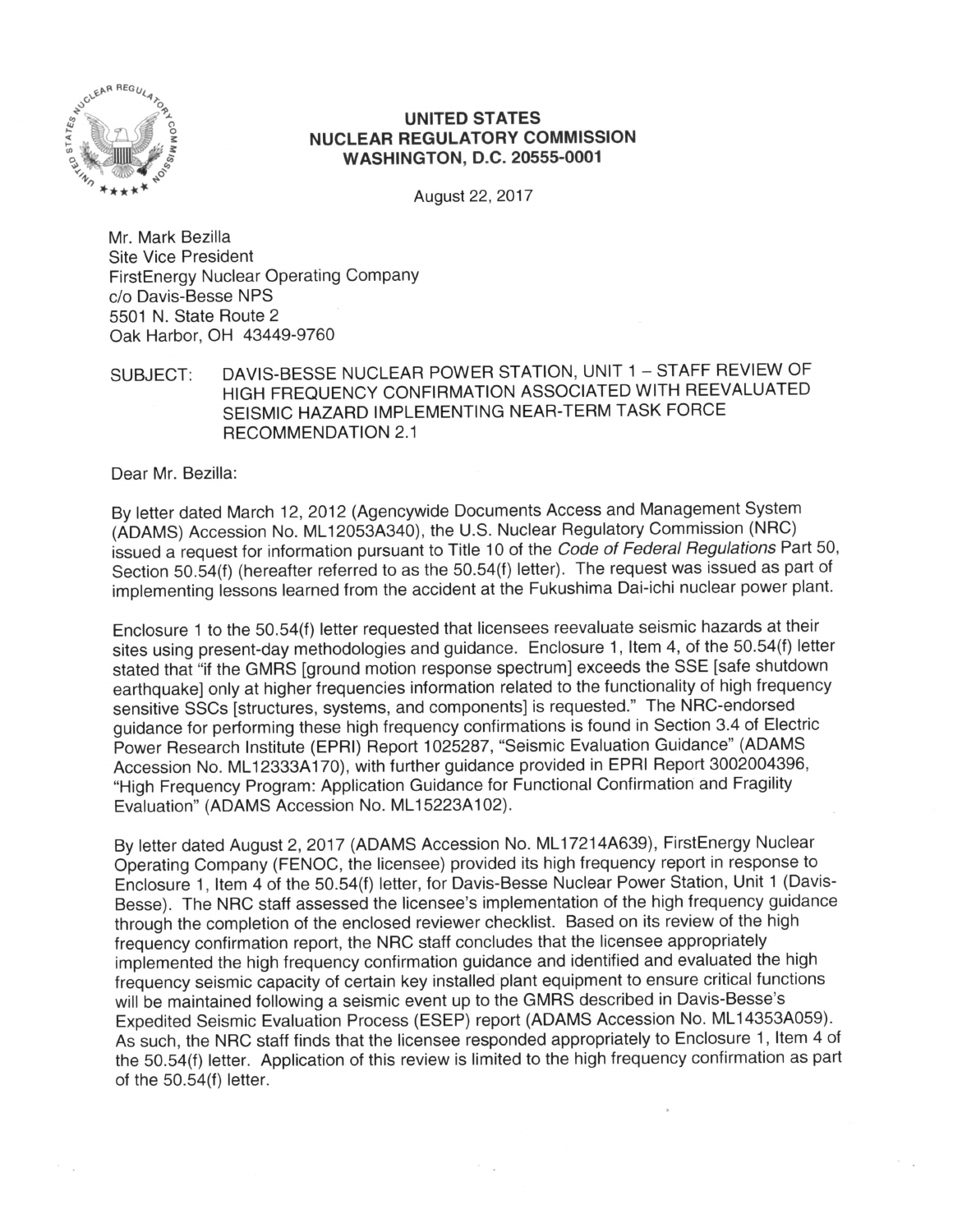**UNITED STATES**
**NUCLEAR REGULATORY COMMISSION**
**WASHINGTON, D.C. 20555-0001**

August 22, 2017

Mr. Mark Bezilla
Site Vice President
FirstEnergy Nuclear Operating Company
c/o Davis-Besse NPS
5501 N. State Route 2
Oak Harbor, OH 43449-9760

SUBJECT: DAVIS-BESSE NUCLEAR POWER STATION, UNIT 1 – STAFF REVIEW OF HIGH FREQUENCY CONFIRMATION ASSOCIATED WITH REEVALUATED SEISMIC HAZARD IMPLEMENTING NEAR-TERM TASK FORCE RECOMMENDATION 2.1

Dear Mr. Bezilla:

By letter dated March 12, 2012 (Agencywide Documents Access and Management System (ADAMS) Accession No. ML12053A340), the U.S. Nuclear Regulatory Commission (NRC) issued a request for information pursuant to Title 10 of the *Code of Federal Regulations* Part 50, Section 50.54(f) (hereafter referred to as the 50.54(f) letter). The request was issued as part of implementing lessons learned from the accident at the Fukushima Dai-ichi nuclear power plant.

Enclosure 1 to the 50.54(f) letter requested that licensees reevaluate seismic hazards at their sites using present-day methodologies and guidance. Enclosure 1, Item 4, of the 50.54(f) letter stated that "if the GMRS [ground motion response spectrum] exceeds the SSE [safe shutdown earthquake] only at higher frequencies information related to the functionality of high frequency sensitive SSCs [structures, systems, and components] is requested." The NRC-endorsed guidance for performing these high frequency confirmations is found in Section 3.4 of Electric Power Research Institute (EPRI) Report 1025287, "Seismic Evaluation Guidance" (ADAMS Accession No. ML12333A170), with further guidance provided in EPRI Report 3002004396, "High Frequency Program: Application Guidance for Functional Confirmation and Fragility Evaluation" (ADAMS Accession No. ML15223A102).

By letter dated August 2, 2017 (ADAMS Accession No. ML17214A639), FirstEnergy Nuclear Operating Company (FENOC, the licensee) provided its high frequency report in response to Enclosure 1, Item 4 of the 50.54(f) letter, for Davis-Besse Nuclear Power Station, Unit 1 (Davis-Besse). The NRC staff assessed the licensee's implementation of the high frequency guidance through the completion of the enclosed reviewer checklist. Based on its review of the high frequency confirmation report, the NRC staff concludes that the licensee appropriately implemented the high frequency confirmation guidance and identified and evaluated the high frequency seismic capacity of certain key installed plant equipment to ensure critical functions will be maintained following a seismic event up to the GMRS described in Davis-Besse's Expedited Seismic Evaluation Process (ESEP) report (ADAMS Accession No. ML14353A059). As such, the NRC staff finds that the licensee responded appropriately to Enclosure 1, Item 4 of the 50.54(f) letter. Application of this review is limited to the high frequency confirmation as part of the 50.54(f) letter.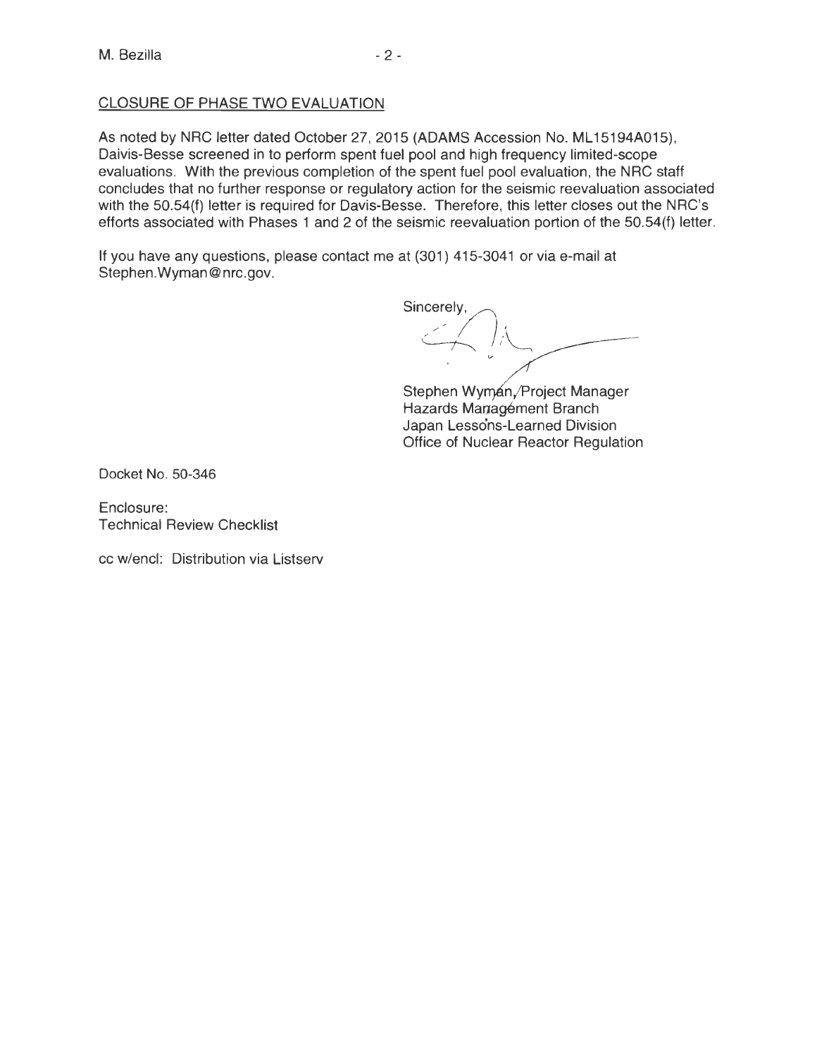## CLOSURE OF PHASE TWO EVALUATION

As noted by NRC letter dated October 27, 2015 (ADAMS Accession No. ML15194A015), Daivis-Besse screened in to perform spent fuel pool and high frequency limited-scope evaluations. With the previous completion of the spent fuel pool evaluation, the NRC staff concludes that no further response or regulatory action for the seismic reevaluation associated with the 50.54(f) letter is required for Davis-Besse. Therefore, this letter closes out the NRC's efforts associated with Phases 1 and 2 of the seismic reevaluation portion of the 50.54(f) letter.

If you have any questions, please contact me at (301) 415-3041 or via e-mail at Stephen.Wyman@nrc.gov.

Sincerely,

Stephen Wyman, Project Manager
Hazards Management Branch
Japan Lessons-Learned Division
Office of Nuclear Reactor Regulation

Docket No. 50-346

Enclosure:
Technical Review Checklist

cc w/encl: Distribution via Listserv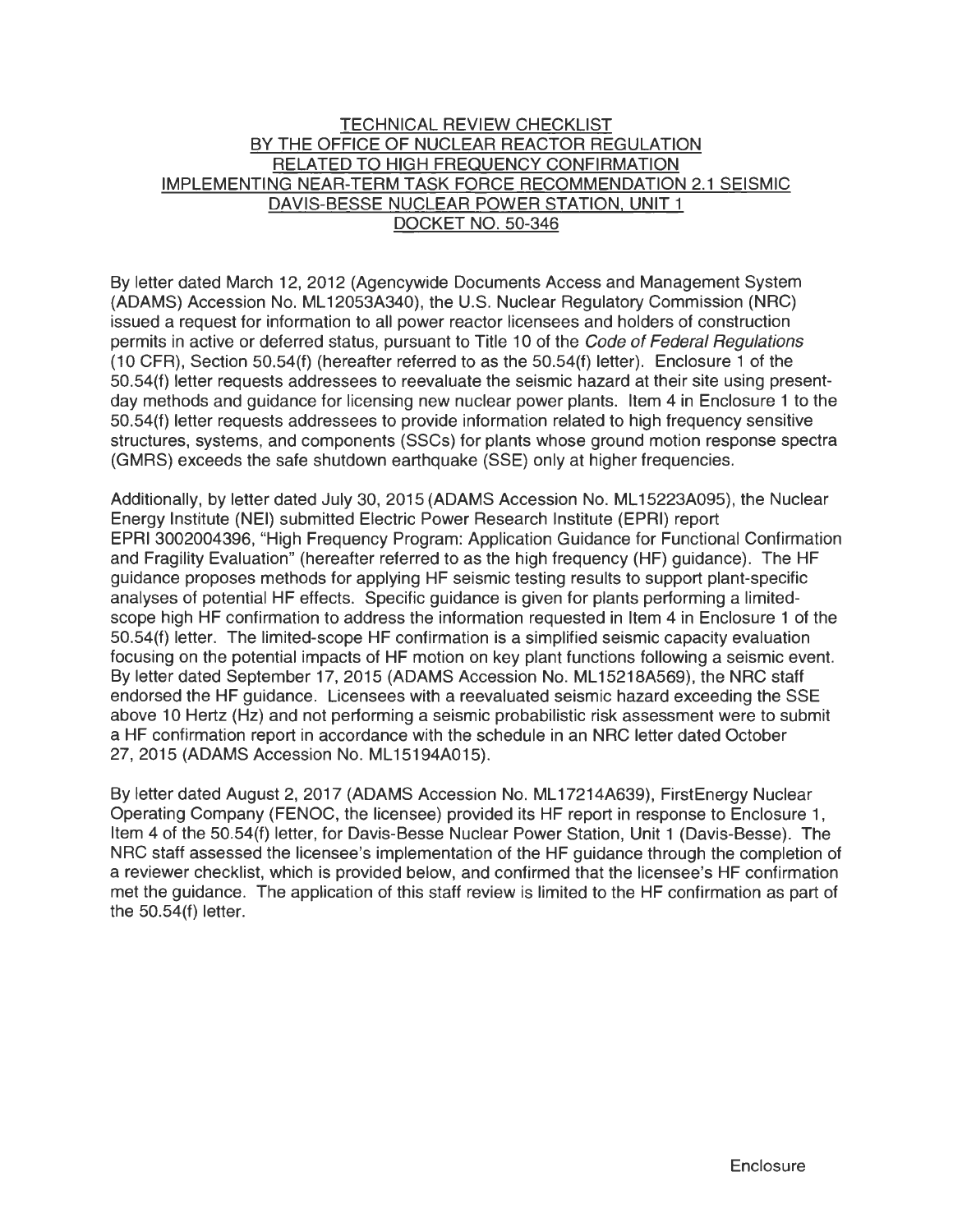# TECHNICAL REVIEW CHECKLIST BY THE OFFICE OF NUCLEAR REACTOR REGULATION RELATED TO HIGH FREQUENCY CONFIRMATION IMPLEMENTING NEAR-TERM TASK FORCE RECOMMENDATION 2.1 SEISMIC DAVIS-BESSE NUCLEAR POWER STATION, UNIT 1 DOCKET NO. 50-346

By letter dated March 12, 2012 (Agencywide Documents Access and Management System (ADAMS) Accession No. ML12053A340), the U.S. Nuclear Regulatory Commission (NRC) issued a request for information to all power reactor licensees and holders of construction permits in active or deferred status, pursuant to Title 10 of the *Code of Federal Regulations* (10 CFR), Section 50.54(f) (hereafter referred to as the 50.54(f) letter). Enclosure 1 of the 50.54(f) letter requests addressees to reevaluate the seismic hazard at their site using present-day methods and guidance for licensing new nuclear power plants. Item 4 in Enclosure 1 to the 50.54(f) letter requests addressees to provide information related to high frequency sensitive structures, systems, and components (SSCs) for plants whose ground motion response spectra (GMRS) exceeds the safe shutdown earthquake (SSE) only at higher frequencies.

Additionally, by letter dated July 30, 2015 (ADAMS Accession No. ML15223A095), the Nuclear Energy Institute (NEI) submitted Electric Power Research Institute (EPRI) report EPRI 3002004396, "High Frequency Program: Application Guidance for Functional Confirmation and Fragility Evaluation" (hereafter referred to as the high frequency (HF) guidance). The HF guidance proposes methods for applying HF seismic testing results to support plant-specific analyses of potential HF effects. Specific guidance is given for plants performing a limited-scope high HF confirmation to address the information requested in Item 4 in Enclosure 1 of the 50.54(f) letter. The limited-scope HF confirmation is a simplified seismic capacity evaluation focusing on the potential impacts of HF motion on key plant functions following a seismic event. By letter dated September 17, 2015 (ADAMS Accession No. ML15218A569), the NRC staff endorsed the HF guidance. Licensees with a reevaluated seismic hazard exceeding the SSE above 10 Hertz (Hz) and not performing a seismic probabilistic risk assessment were to submit a HF confirmation report in accordance with the schedule in an NRC letter dated October 27, 2015 (ADAMS Accession No. ML15194A015).

By letter dated August 2, 2017 (ADAMS Accession No. ML17214A639), FirstEnergy Nuclear Operating Company (FENOC, the licensee) provided its HF report in response to Enclosure 1, Item 4 of the 50.54(f) letter, for Davis-Besse Nuclear Power Station, Unit 1 (Davis-Besse). The NRC staff assessed the licensee's implementation of the HF guidance through the completion of a reviewer checklist, which is provided below, and confirmed that the licensee's HF confirmation met the guidance. The application of this staff review is limited to the HF confirmation as part of the 50.54(f) letter.

Enclosure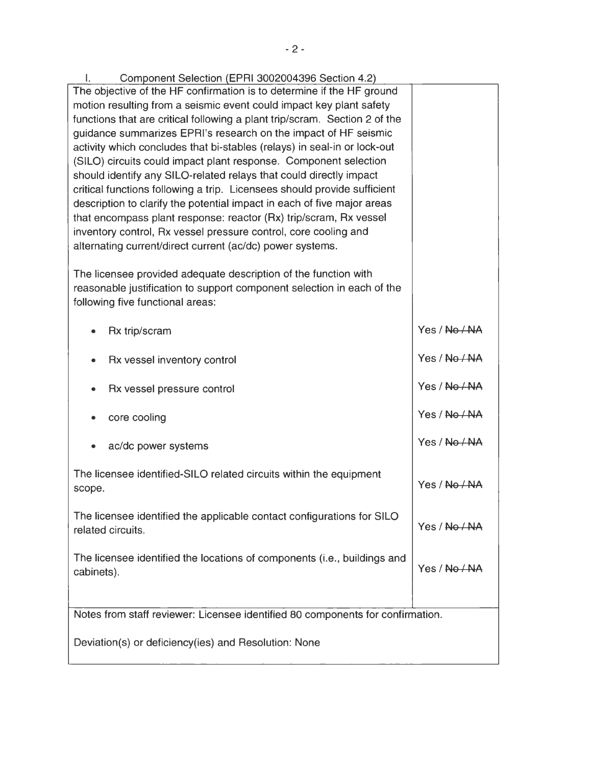I. Component Selection (EPRI 3002004396 Section 4.2)

| | |
|---|---|
| The objective of the HF confirmation is to determine if the HF ground motion resulting from a seismic event could impact key plant safety functions that are critical following a plant trip/scram. Section 2 of the guidance summarizes EPRI's research on the impact of HF seismic activity which concludes that bi-stables (relays) in seal-in or lock-out (SILO) circuits could impact plant response. Component selection should identify any SILO-related relays that could directly impact critical functions following a trip. Licensees should provide sufficient description to clarify the potential impact in each of five major areas that encompass plant response: reactor (Rx) trip/scram, Rx vessel inventory control, Rx vessel pressure control, core cooling and alternating current/direct current (ac/dc) power systems. | |
| The licensee provided adequate description of the function with reasonable justification to support component selection in each of the following five functional areas: | |
| • Rx trip/scram | Yes / ~~No / NA~~ |
| • Rx vessel inventory control | Yes / ~~No / NA~~ |
| • Rx vessel pressure control | Yes / ~~No / NA~~ |
| • core cooling | Yes / ~~No / NA~~ |
| • ac/dc power systems | Yes / ~~No / NA~~ |
| The licensee identified-SILO related circuits within the equipment scope. | Yes / ~~No / NA~~ |
| The licensee identified the applicable contact configurations for SILO related circuits. | Yes / ~~No / NA~~ |
| The licensee identified the locations of components (i.e., buildings and cabinets). | Yes / ~~No / NA~~ |
| Notes from staff reviewer: Licensee identified 80 components for confirmation. | |
| Deviation(s) or deficiency(ies) and Resolution: None | |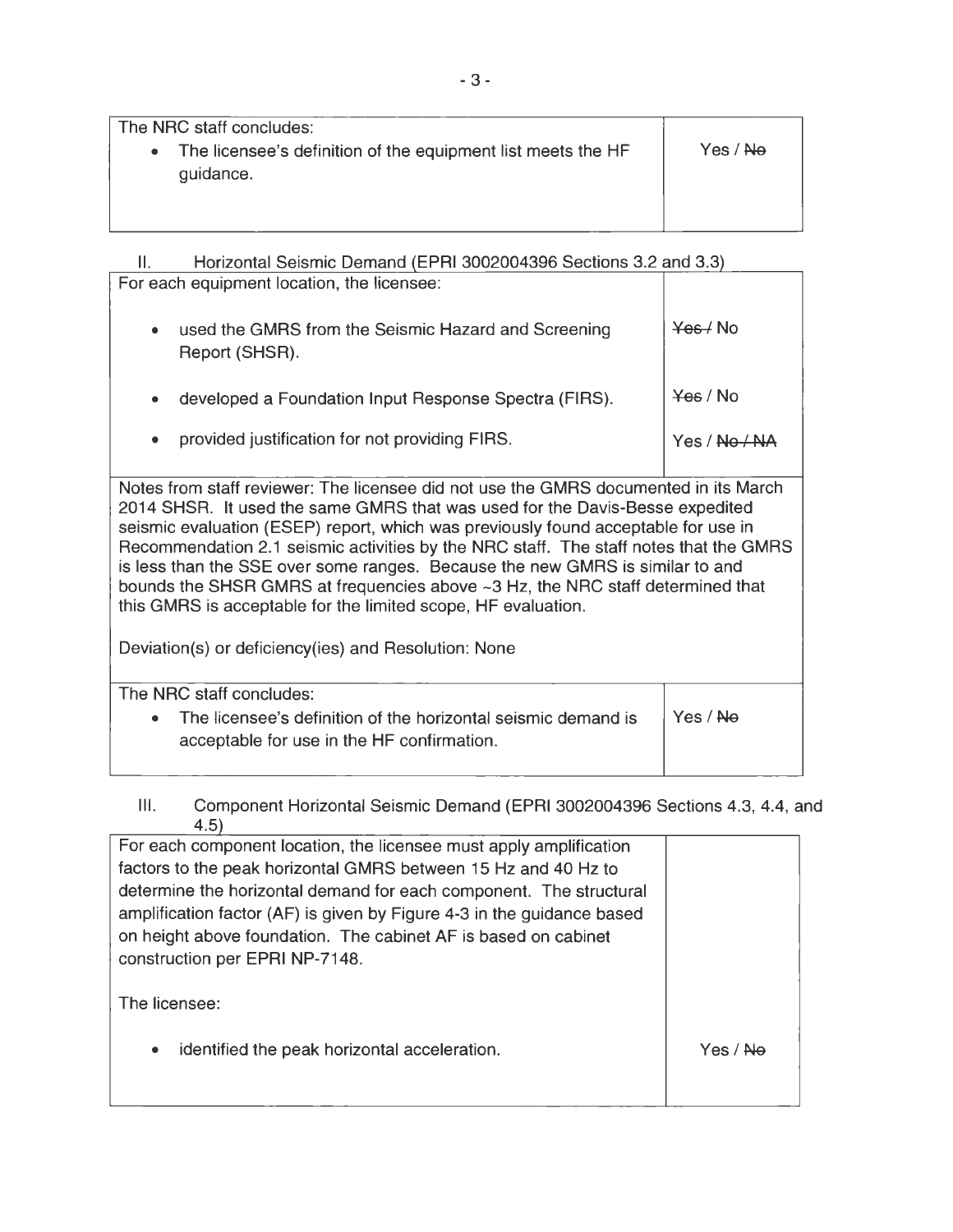| The NRC staff concludes: | |
|---|---|
| • The licensee's definition of the equipment list meets the HF guidance. | Yes / ~~No~~ |

II. Horizontal Seismic Demand (EPRI 3002004396 Sections 3.2 and 3.3)

| For each equipment location, the licensee: | |
|---|---|
| • used the GMRS from the Seismic Hazard and Screening Report (SHSR). | ~~Yes /~~ No |
| • developed a Foundation Input Response Spectra (FIRS). | ~~Yes~~ / No |
| • provided justification for not providing FIRS. | Yes / ~~No / NA~~ |
| Notes from staff reviewer: The licensee did not use the GMRS documented in its March 2014 SHSR. It used the same GMRS that was used for the Davis-Besse expedited seismic evaluation (ESEP) report, which was previously found acceptable for use in Recommendation 2.1 seismic activities by the NRC staff. The staff notes that the GMRS is less than the SSE over some ranges. Because the new GMRS is similar to and bounds the SHSR GMRS at frequencies above ~3 Hz, the NRC staff determined that this GMRS is acceptable for the limited scope, HF evaluation.<br><br>Deviation(s) or deficiency(ies) and Resolution: None | |
| The NRC staff concludes:<br>• The licensee's definition of the horizontal seismic demand is acceptable for use in the HF confirmation. | Yes / ~~No~~ |

III. Component Horizontal Seismic Demand (EPRI 3002004396 Sections 4.3, 4.4, and 4.5)

| For each component location, the licensee must apply amplification factors to the peak horizontal GMRS between 15 Hz and 40 Hz to determine the horizontal demand for each component. The structural amplification factor (AF) is given by Figure 4-3 in the guidance based on height above foundation. The cabinet AF is based on cabinet construction per EPRI NP-7148.<br><br>The licensee: | |
|---|---|
| • identified the peak horizontal acceleration. | Yes / ~~No~~ |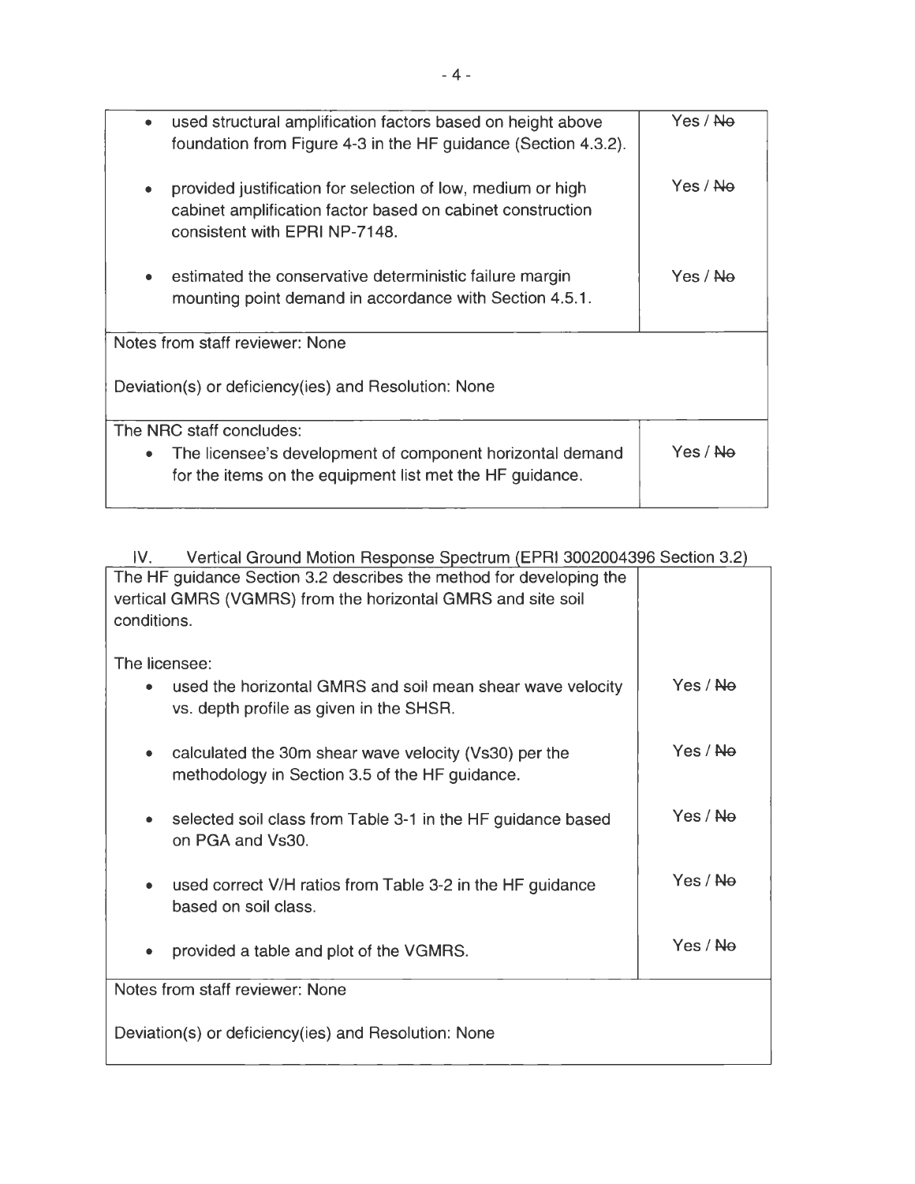| | |
|---|---|
| • used structural amplification factors based on height above foundation from Figure 4-3 in the HF guidance (Section 4.3.2). | Yes / ~~No~~ |
| • provided justification for selection of low, medium or high cabinet amplification factor based on cabinet construction consistent with EPRI NP-7148. | Yes / ~~No~~ |
| • estimated the conservative deterministic failure margin mounting point demand in accordance with Section 4.5.1. | Yes / ~~No~~ |
| Notes from staff reviewer: None<br><br>Deviation(s) or deficiency(ies) and Resolution: None | |
| The NRC staff concludes:<br>• The licensee's development of component horizontal demand for the items on the equipment list met the HF guidance. | Yes / ~~No~~ |

IV. Vertical Ground Motion Response Spectrum (EPRI 3002004396 Section 3.2)

| | |
|---|---|
| The HF guidance Section 3.2 describes the method for developing the vertical GMRS (VGMRS) from the horizontal GMRS and site soil conditions.<br><br>The licensee: | |
| • used the horizontal GMRS and soil mean shear wave velocity vs. depth profile as given in the SHSR. | Yes / ~~No~~ |
| • calculated the 30m shear wave velocity (Vs30) per the methodology in Section 3.5 of the HF guidance. | Yes / ~~No~~ |
| • selected soil class from Table 3-1 in the HF guidance based on PGA and Vs30. | Yes / ~~No~~ |
| • used correct V/H ratios from Table 3-2 in the HF guidance based on soil class. | Yes / ~~No~~ |
| • provided a table and plot of the VGMRS. | Yes / ~~No~~ |
| Notes from staff reviewer: None<br><br>Deviation(s) or deficiency(ies) and Resolution: None | |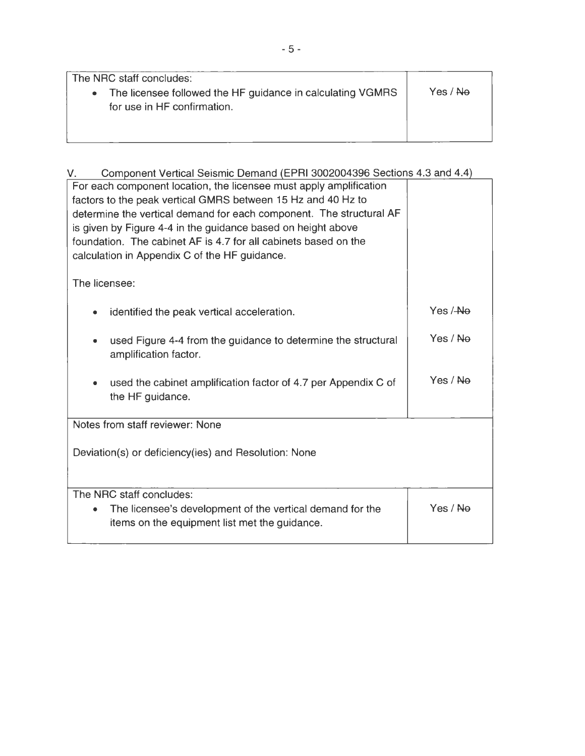| The NRC staff concludes: | |
| --- | --- |
| • The licensee followed the HF guidance in calculating VGMRS for use in HF confirmation. | Yes / ~~No~~ |

V. Component Vertical Seismic Demand (EPRI 3002004396 Sections 4.3 and 4.4)

| For each component location, the licensee must apply amplification factors to the peak vertical GMRS between 15 Hz and 40 Hz to determine the vertical demand for each component. The structural AF is given by Figure 4-4 in the guidance based on height above foundation. The cabinet AF is 4.7 for all cabinets based on the calculation in Appendix C of the HF guidance.<br><br>The licensee: | |
| --- | --- |
| • identified the peak vertical acceleration. | Yes / ~~No~~ |
| • used Figure 4-4 from the guidance to determine the structural amplification factor. | Yes / ~~No~~ |
| • used the cabinet amplification factor of 4.7 per Appendix C of the HF guidance. | Yes / ~~No~~ |
| Notes from staff reviewer: None<br><br>Deviation(s) or deficiency(ies) and Resolution: None | |
| The NRC staff concludes:<br>• The licensee's development of the vertical demand for the items on the equipment list met the guidance. | Yes / ~~No~~ |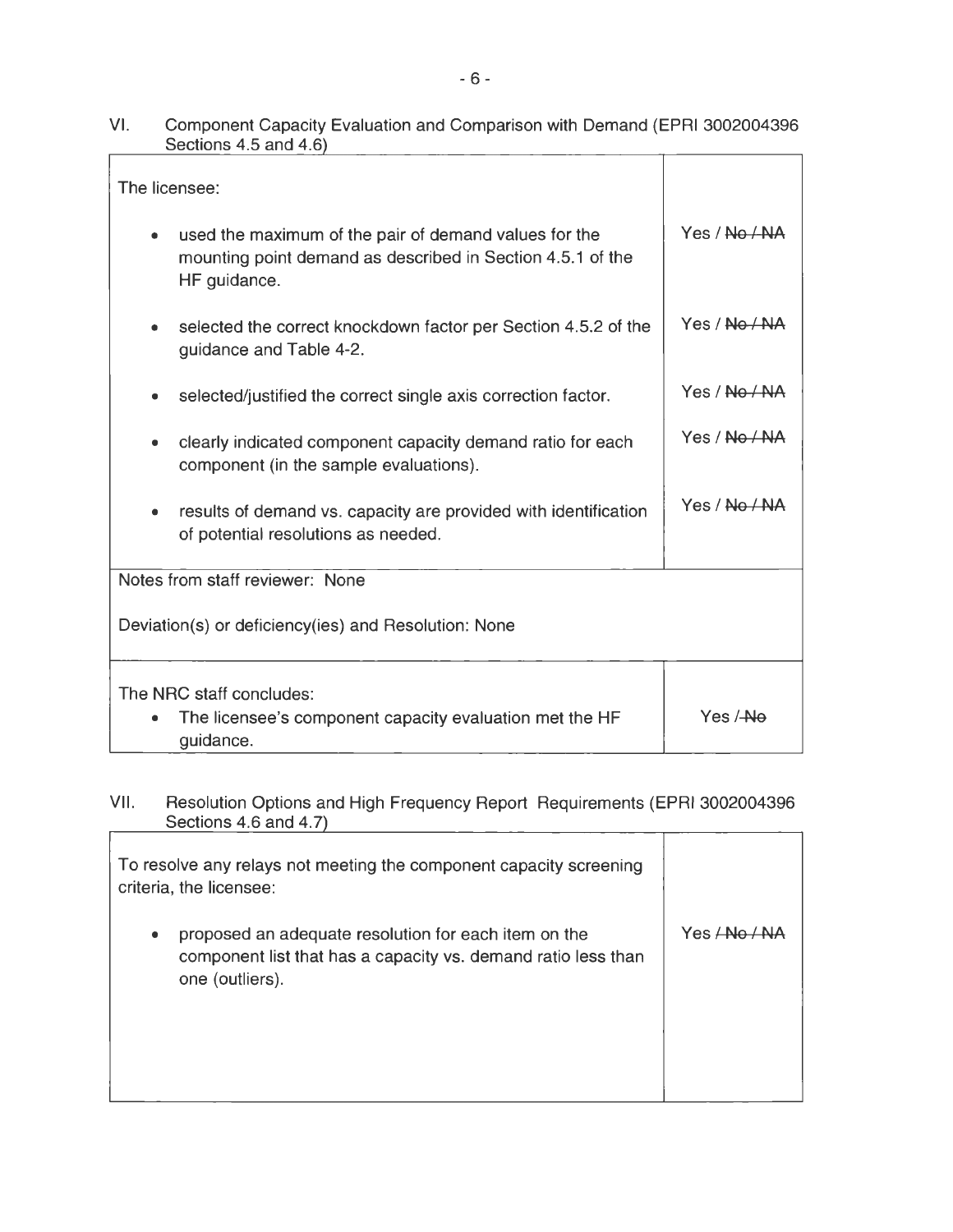VI. Component Capacity Evaluation and Comparison with Demand (EPRI 3002004396 Sections 4.5 and 4.6)

| The licensee: | |
|---|---|
| • used the maximum of the pair of demand values for the mounting point demand as described in Section 4.5.1 of the HF guidance. | Yes / ~~No / NA~~ |
| • selected the correct knockdown factor per Section 4.5.2 of the guidance and Table 4-2. | Yes / ~~No / NA~~ |
| • selected/justified the correct single axis correction factor. | Yes / ~~No / NA~~ |
| • clearly indicated component capacity demand ratio for each component (in the sample evaluations). | Yes / ~~No / NA~~ |
| • results of demand vs. capacity are provided with identification of potential resolutions as needed. | Yes / ~~No / NA~~ |
| Notes from staff reviewer: None<br><br>Deviation(s) or deficiency(ies) and Resolution: None | |
| The NRC staff concludes:<br>• The licensee's component capacity evaluation met the HF guidance. | Yes / ~~No~~ |

VII. Resolution Options and High Frequency Report Requirements (EPRI 3002004396 Sections 4.6 and 4.7)

| To resolve any relays not meeting the component capacity screening criteria, the licensee: | |
|---|---|
| • proposed an adequate resolution for each item on the component list that has a capacity vs. demand ratio less than one (outliers). | Yes ~~/ No / NA~~ |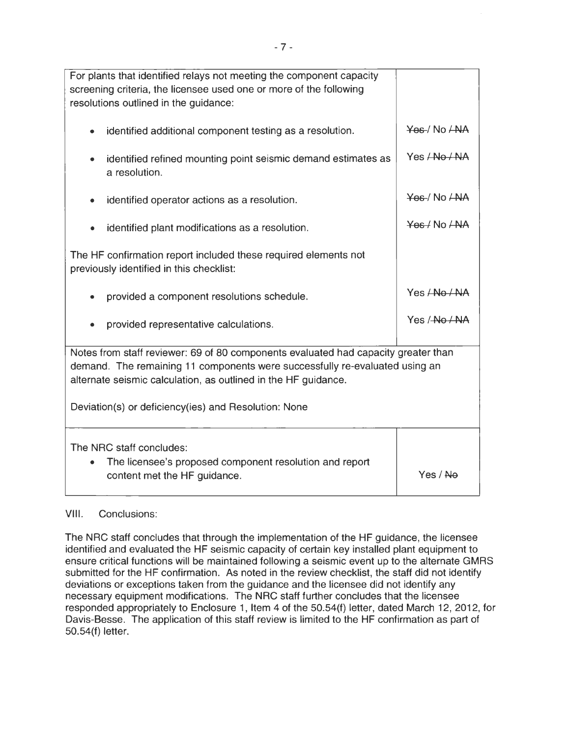| | |
|---|---|
| For plants that identified relays not meeting the component capacity screening criteria, the licensee used one or more of the following resolutions outlined in the guidance: | |
| • identified additional component testing as a resolution. | ~~Yes~~ / No ~~/ NA~~ |
| • identified refined mounting point seismic demand estimates as a resolution. | Yes ~~/ No / NA~~ |
| • identified operator actions as a resolution. | ~~Yes~~ / No ~~/ NA~~ |
| • identified plant modifications as a resolution. | ~~Yes~~ / No ~~/ NA~~ |
| The HF confirmation report included these required elements not previously identified in this checklist: | |
| • provided a component resolutions schedule. | Yes ~~/ No / NA~~ |
| • provided representative calculations. | Yes ~~/ No / NA~~ |
| Notes from staff reviewer: 69 of 80 components evaluated had capacity greater than demand. The remaining 11 components were successfully re-evaluated using an alternate seismic calculation, as outlined in the HF guidance.<br><br>Deviation(s) or deficiency(ies) and Resolution: None | |
| The NRC staff concludes:<br>• The licensee's proposed component resolution and report content met the HF guidance. | Yes / ~~No~~ |

VIII. Conclusions:

The NRC staff concludes that through the implementation of the HF guidance, the licensee identified and evaluated the HF seismic capacity of certain key installed plant equipment to ensure critical functions will be maintained following a seismic event up to the alternate GMRS submitted for the HF confirmation. As noted in the review checklist, the staff did not identify deviations or exceptions taken from the guidance and the licensee did not identify any necessary equipment modifications. The NRC staff further concludes that the licensee responded appropriately to Enclosure 1, Item 4 of the 50.54(f) letter, dated March 12, 2012, for Davis-Besse. The application of this staff review is limited to the HF confirmation as part of 50.54(f) letter.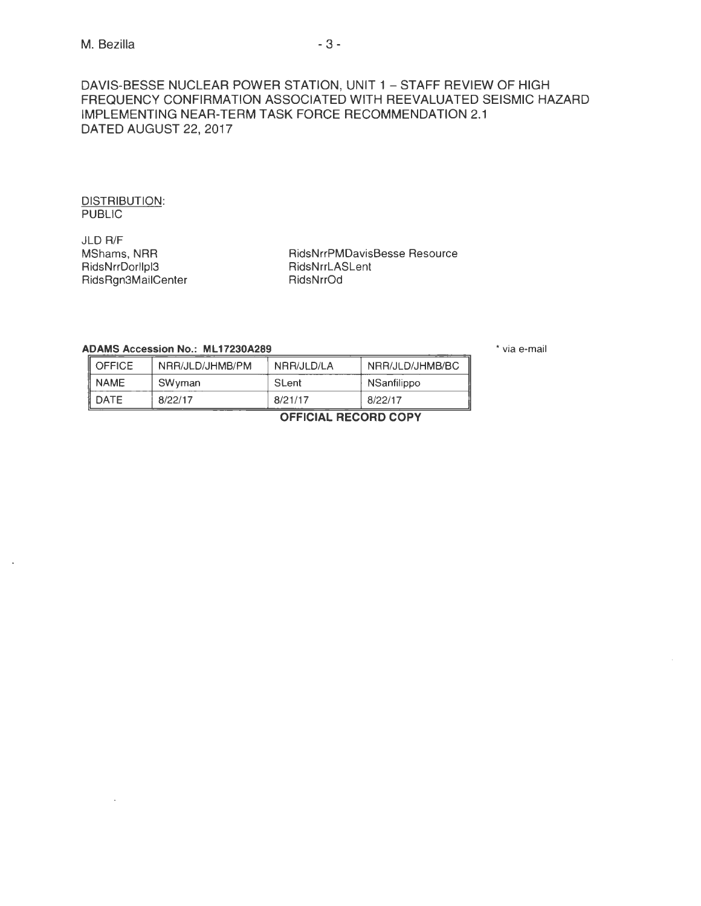DAVIS-BESSE NUCLEAR POWER STATION, UNIT 1 – STAFF REVIEW OF HIGH FREQUENCY CONFIRMATION ASSOCIATED WITH REEVALUATED SEISMIC HAZARD IMPLEMENTING NEAR-TERM TASK FORCE RECOMMENDATION 2.1 DATED AUGUST 22, 2017

DISTRIBUTION:
PUBLIC

JLD R/F
MShams, NRR
RidsNrrDorllpl3
RidsRgn3MailCenter
RidsNrrPMDavisBesse Resource
RidsNrrLASLent
RidsNrrOd

**ADAMS Accession No.: ML17230A289**

\* via e-mail

| OFFICE | NRR/JLD/JHMB/PM | NRR/JLD/LA | NRR/JLD/JHMB/BC |
|---|---|---|---|
| NAME | SWyman | SLent | NSanfilippo |
| DATE | 8/22/17 | 8/21/17 | 8/22/17 |

**OFFICIAL RECORD COPY**